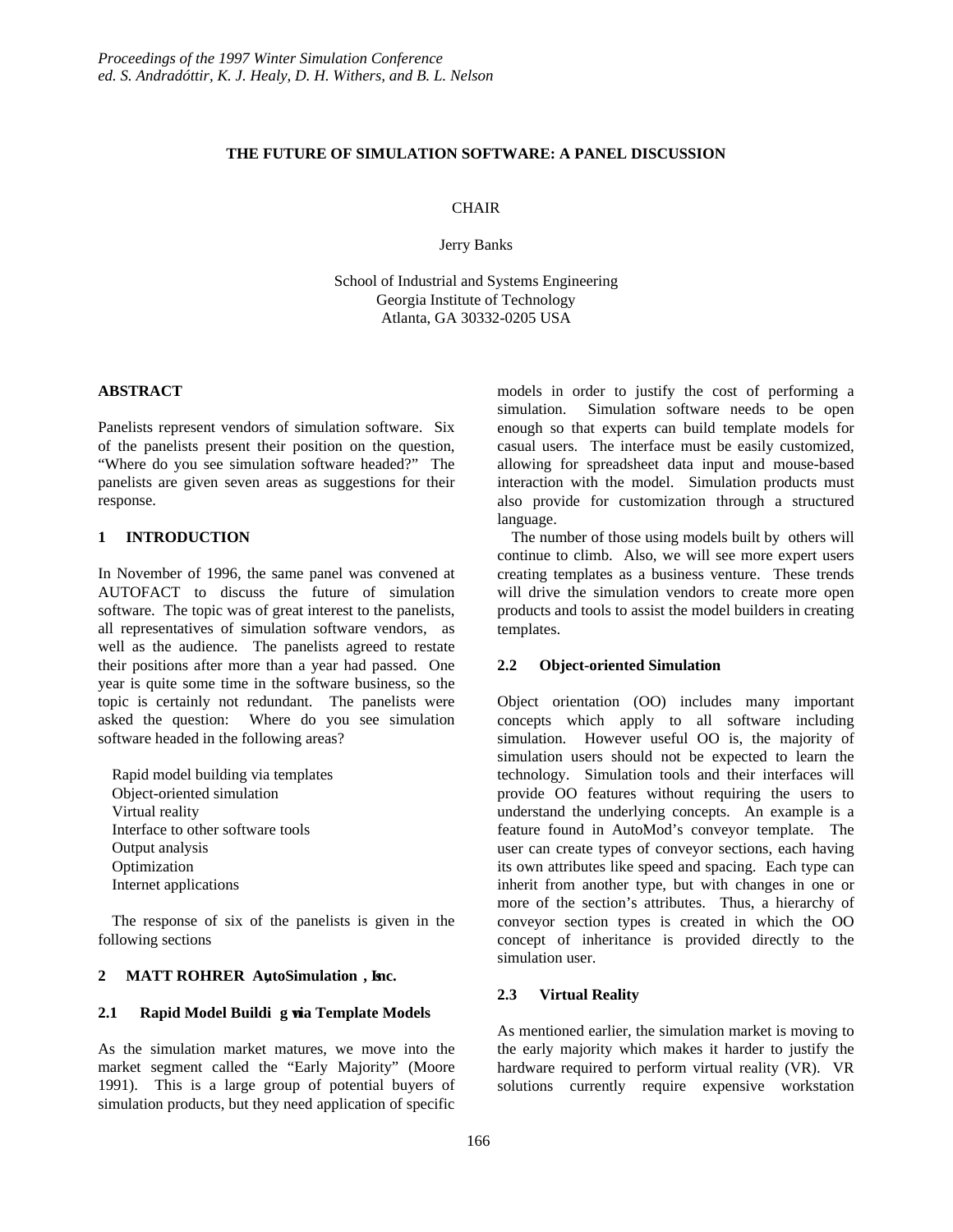*Proceedings of the 1997 Winter Simulation Conference*
*ed. S. Andradóttir, K. J. Healy, D. H. Withers, and B. L. Nelson*

# THE FUTURE OF SIMULATION SOFTWARE: A PANEL DISCUSSION

CHAIR

Jerry Banks

School of Industrial and Systems Engineering
Georgia Institute of Technology
Atlanta, GA 30332-0205 USA

## ABSTRACT

Panelists represent vendors of simulation software. Six of the panelists present their position on the question, "Where do you see simulation software headed?" The panelists are given seven areas as suggestions for their response.

## 1 INTRODUCTION

In November of 1996, the same panel was convened at AUTOFACT to discuss the future of simulation software. The topic was of great interest to the panelists, all representatives of simulation software vendors, as well as the audience. The panelists agreed to restate their positions after more than a year had passed. One year is quite some time in the software business, so the topic is certainly not redundant. The panelists were asked the question: Where do you see simulation software headed in the following areas?

- Rapid model building via templates
- Object-oriented simulation
- Virtual reality
- Interface to other software tools
- Output analysis
- Optimization
- Internet applications

The response of six of the panelists is given in the following sections

## 2 MATT ROHRER AutoSimulation, Inc.

### 2.1 Rapid Model Building via Template Models

As the simulation market matures, we move into the market segment called the "Early Majority" (Moore 1991). This is a large group of potential buyers of simulation products, but they need application of specific models in order to justify the cost of performing a simulation. Simulation software needs to be open enough so that experts can build template models for casual users. The interface must be easily customized, allowing for spreadsheet data input and mouse-based interaction with the model. Simulation products must also provide for customization through a structured language.

The number of those using models built by others will continue to climb. Also, we will see more expert users creating templates as a business venture. These trends will drive the simulation vendors to create more open products and tools to assist the model builders in creating templates.

### 2.2 Object-oriented Simulation

Object orientation (OO) includes many important concepts which apply to all software including simulation. However useful OO is, the majority of simulation users should not be expected to learn the technology. Simulation tools and their interfaces will provide OO features without requiring the users to understand the underlying concepts. An example is a feature found in AutoMod's conveyor template. The user can create types of conveyor sections, each having its own attributes like speed and spacing. Each type can inherit from another type, but with changes in one or more of the section's attributes. Thus, a hierarchy of conveyor section types is created in which the OO concept of inheritance is provided directly to the simulation user.

### 2.3 Virtual Reality

As mentioned earlier, the simulation market is moving to the early majority which makes it harder to justify the hardware required to perform virtual reality (VR). VR solutions currently require expensive workstation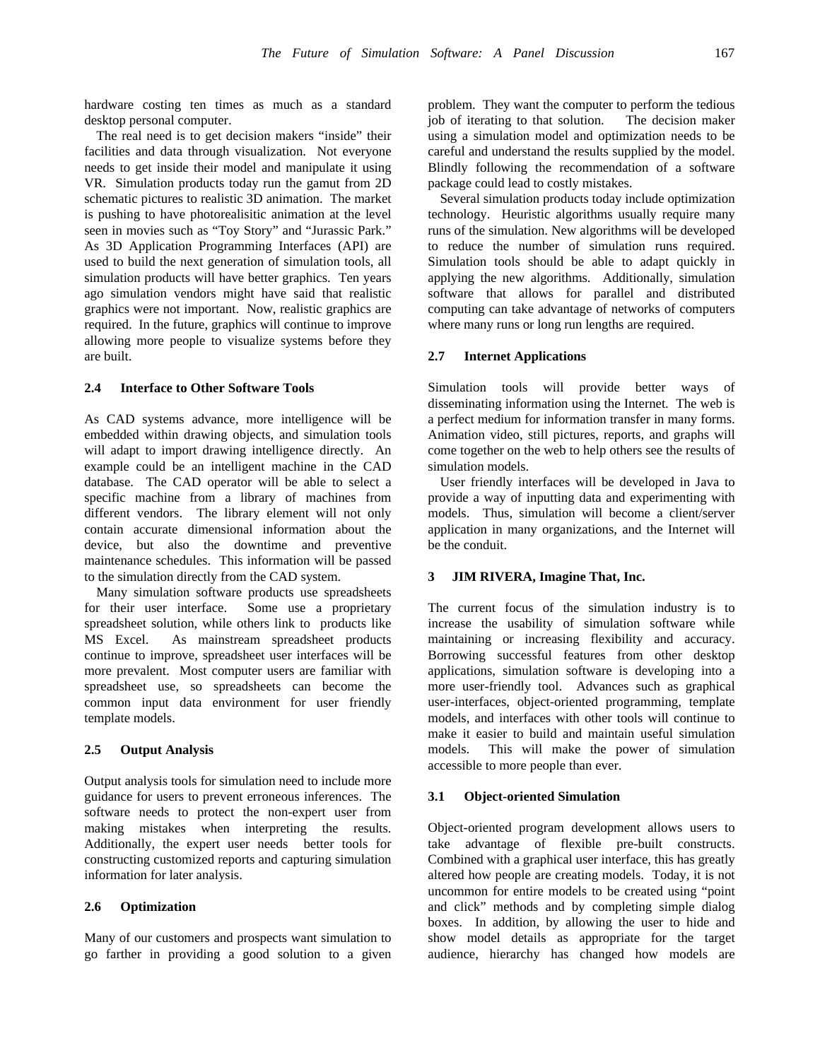hardware costing ten times as much as a standard desktop personal computer.

The real need is to get decision makers "inside" their facilities and data through visualization. Not everyone needs to get inside their model and manipulate it using VR. Simulation products today run the gamut from 2D schematic pictures to realistic 3D animation. The market is pushing to have photorealisitic animation at the level seen in movies such as "Toy Story" and "Jurassic Park." As 3D Application Programming Interfaces (API) are used to build the next generation of simulation tools, all simulation products will have better graphics. Ten years ago simulation vendors might have said that realistic graphics were not important. Now, realistic graphics are required. In the future, graphics will continue to improve allowing more people to visualize systems before they are built.

### 2.4 Interface to Other Software Tools

As CAD systems advance, more intelligence will be embedded within drawing objects, and simulation tools will adapt to import drawing intelligence directly. An example could be an intelligent machine in the CAD database. The CAD operator will be able to select a specific machine from a library of machines from different vendors. The library element will not only contain accurate dimensional information about the device, but also the downtime and preventive maintenance schedules. This information will be passed to the simulation directly from the CAD system.

Many simulation software products use spreadsheets for their user interface. Some use a proprietary spreadsheet solution, while others link to products like MS Excel. As mainstream spreadsheet products continue to improve, spreadsheet user interfaces will be more prevalent. Most computer users are familiar with spreadsheet use, so spreadsheets can become the common input data environment for user friendly template models.

### 2.5 Output Analysis

Output analysis tools for simulation need to include more guidance for users to prevent erroneous inferences. The software needs to protect the non-expert user from making mistakes when interpreting the results. Additionally, the expert user needs better tools for constructing customized reports and capturing simulation information for later analysis.

### 2.6 Optimization

Many of our customers and prospects want simulation to go farther in providing a good solution to a given problem. They want the computer to perform the tedious job of iterating to that solution. The decision maker using a simulation model and optimization needs to be careful and understand the results supplied by the model. Blindly following the recommendation of a software package could lead to costly mistakes.

Several simulation products today include optimization technology. Heuristic algorithms usually require many runs of the simulation. New algorithms will be developed to reduce the number of simulation runs required. Simulation tools should be able to adapt quickly in applying the new algorithms. Additionally, simulation software that allows for parallel and distributed computing can take advantage of networks of computers where many runs or long run lengths are required.

### 2.7 Internet Applications

Simulation tools will provide better ways of disseminating information using the Internet. The web is a perfect medium for information transfer in many forms. Animation video, still pictures, reports, and graphs will come together on the web to help others see the results of simulation models.

User friendly interfaces will be developed in Java to provide a way of inputting data and experimenting with models. Thus, simulation will become a client/server application in many organizations, and the Internet will be the conduit.

## 3 JIM RIVERA, Imagine That, Inc.

The current focus of the simulation industry is to increase the usability of simulation software while maintaining or increasing flexibility and accuracy. Borrowing successful features from other desktop applications, simulation software is developing into a more user-friendly tool. Advances such as graphical user-interfaces, object-oriented programming, template models, and interfaces with other tools will continue to make it easier to build and maintain useful simulation models. This will make the power of simulation accessible to more people than ever.

### 3.1 Object-oriented Simulation

Object-oriented program development allows users to take advantage of flexible pre-built constructs. Combined with a graphical user interface, this has greatly altered how people are creating models. Today, it is not uncommon for entire models to be created using "point and click" methods and by completing simple dialog boxes. In addition, by allowing the user to hide and show model details as appropriate for the target audience, hierarchy has changed how models are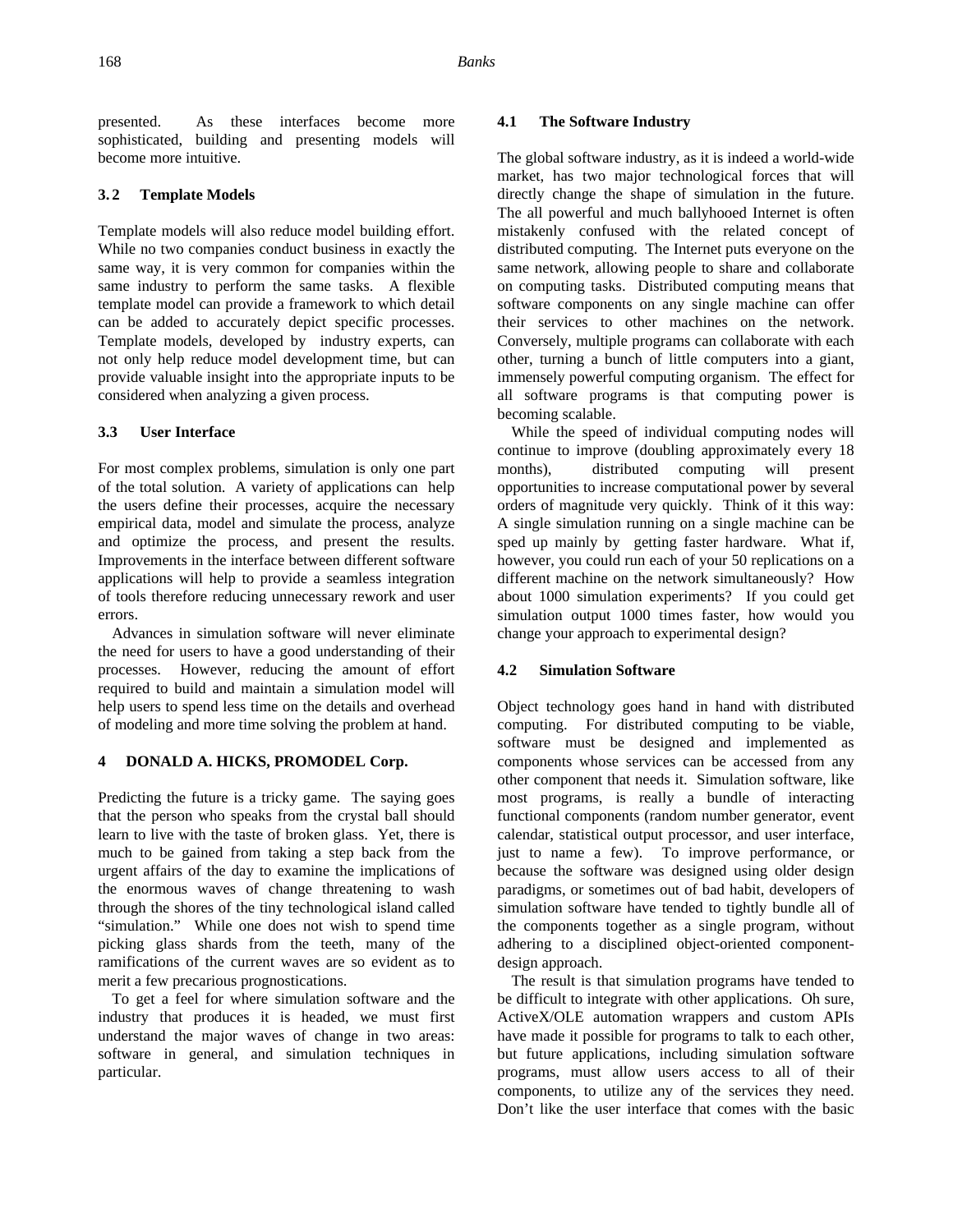presented. As these interfaces become more sophisticated, building and presenting models will become more intuitive.

### 3.2 Template Models

Template models will also reduce model building effort. While no two companies conduct business in exactly the same way, it is very common for companies within the same industry to perform the same tasks. A flexible template model can provide a framework to which detail can be added to accurately depict specific processes. Template models, developed by industry experts, can not only help reduce model development time, but can provide valuable insight into the appropriate inputs to be considered when analyzing a given process.

### 3.3 User Interface

For most complex problems, simulation is only one part of the total solution. A variety of applications can help the users define their processes, acquire the necessary empirical data, model and simulate the process, analyze and optimize the process, and present the results. Improvements in the interface between different software applications will help to provide a seamless integration of tools therefore reducing unnecessary rework and user errors.

Advances in simulation software will never eliminate the need for users to have a good understanding of their processes. However, reducing the amount of effort required to build and maintain a simulation model will help users to spend less time on the details and overhead of modeling and more time solving the problem at hand.

## 4 DONALD A. HICKS, PROMODEL Corp.

Predicting the future is a tricky game. The saying goes that the person who speaks from the crystal ball should learn to live with the taste of broken glass. Yet, there is much to be gained from taking a step back from the urgent affairs of the day to examine the implications of the enormous waves of change threatening to wash through the shores of the tiny technological island called "simulation." While one does not wish to spend time picking glass shards from the teeth, many of the ramifications of the current waves are so evident as to merit a few precarious prognostications.

To get a feel for where simulation software and the industry that produces it is headed, we must first understand the major waves of change in two areas: software in general, and simulation techniques in particular.

### 4.1 The Software Industry

The global software industry, as it is indeed a world-wide market, has two major technological forces that will directly change the shape of simulation in the future. The all powerful and much ballyhooed Internet is often mistakenly confused with the related concept of distributed computing. The Internet puts everyone on the same network, allowing people to share and collaborate on computing tasks. Distributed computing means that software components on any single machine can offer their services to other machines on the network. Conversely, multiple programs can collaborate with each other, turning a bunch of little computers into a giant, immensely powerful computing organism. The effect for all software programs is that computing power is becoming scalable.

While the speed of individual computing nodes will continue to improve (doubling approximately every 18 months), distributed computing will present opportunities to increase computational power by several orders of magnitude very quickly. Think of it this way: A single simulation running on a single machine can be sped up mainly by getting faster hardware. What if, however, you could run each of your 50 replications on a different machine on the network simultaneously? How about 1000 simulation experiments? If you could get simulation output 1000 times faster, how would you change your approach to experimental design?

### 4.2 Simulation Software

Object technology goes hand in hand with distributed computing. For distributed computing to be viable, software must be designed and implemented as components whose services can be accessed from any other component that needs it. Simulation software, like most programs, is really a bundle of interacting functional components (random number generator, event calendar, statistical output processor, and user interface, just to name a few). To improve performance, or because the software was designed using older design paradigms, or sometimes out of bad habit, developers of simulation software have tended to tightly bundle all of the components together as a single program, without adhering to a disciplined object-oriented component-design approach.

The result is that simulation programs have tended to be difficult to integrate with other applications. Oh sure, ActiveX/OLE automation wrappers and custom APIs have made it possible for programs to talk to each other, but future applications, including simulation software programs, must allow users access to all of their components, to utilize any of the services they need. Don't like the user interface that comes with the basic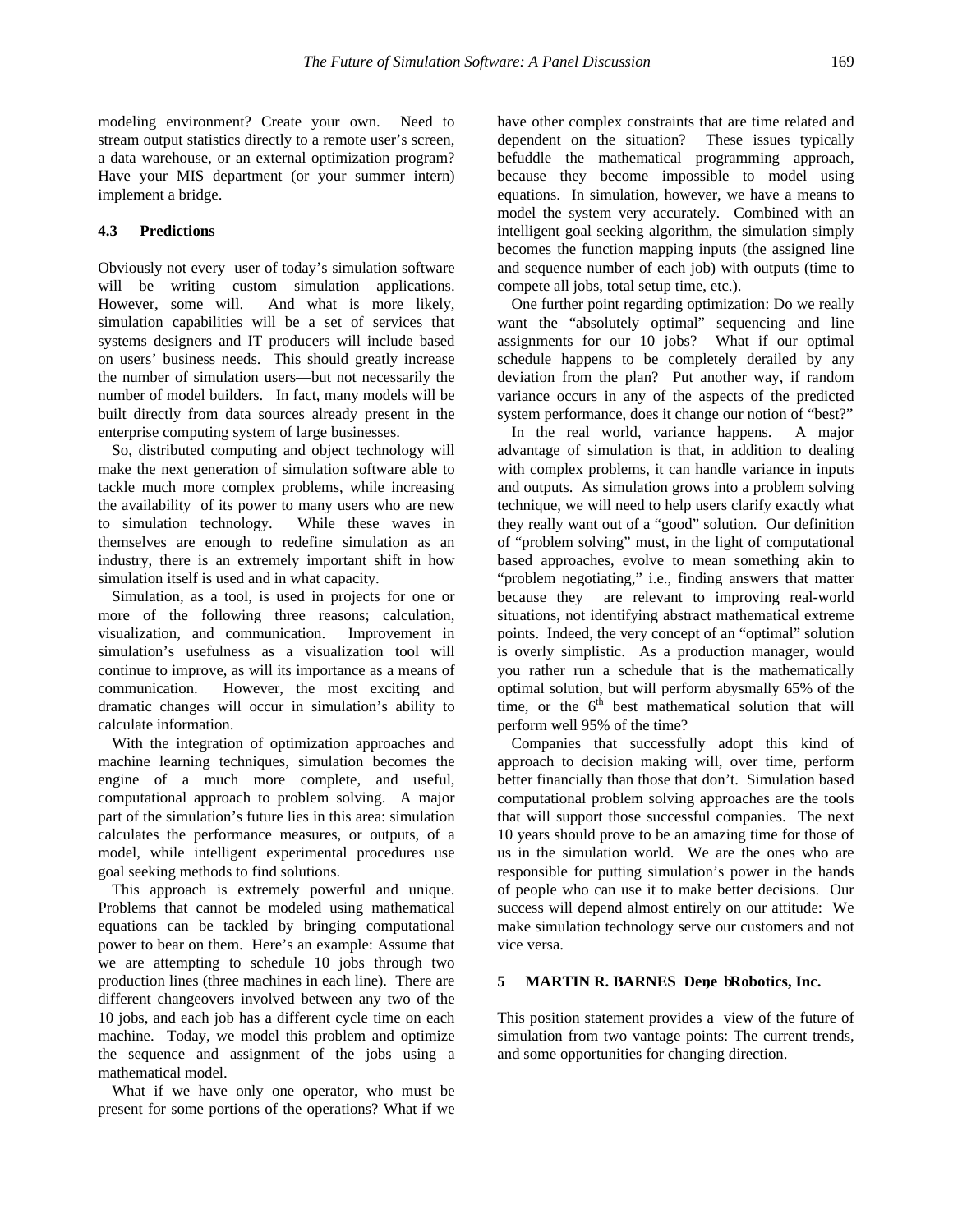modeling environment? Create your own. Need to stream output statistics directly to a remote user's screen, a data warehouse, or an external optimization program? Have your MIS department (or your summer intern) implement a bridge.

### 4.3 Predictions

Obviously not every user of today's simulation software will be writing custom simulation applications. However, some will. And what is more likely, simulation capabilities will be a set of services that systems designers and IT producers will include based on users' business needs. This should greatly increase the number of simulation users—but not necessarily the number of model builders. In fact, many models will be built directly from data sources already present in the enterprise computing system of large businesses.

So, distributed computing and object technology will make the next generation of simulation software able to tackle much more complex problems, while increasing the availability of its power to many users who are new to simulation technology. While these waves in themselves are enough to redefine simulation as an industry, there is an extremely important shift in how simulation itself is used and in what capacity.

Simulation, as a tool, is used in projects for one or more of the following three reasons; calculation, visualization, and communication. Improvement in simulation's usefulness as a visualization tool will continue to improve, as will its importance as a means of communication. However, the most exciting and dramatic changes will occur in simulation's ability to calculate information.

With the integration of optimization approaches and machine learning techniques, simulation becomes the engine of a much more complete, and useful, computational approach to problem solving. A major part of the simulation's future lies in this area: simulation calculates the performance measures, or outputs, of a model, while intelligent experimental procedures use goal seeking methods to find solutions.

This approach is extremely powerful and unique. Problems that cannot be modeled using mathematical equations can be tackled by bringing computational power to bear on them. Here's an example: Assume that we are attempting to schedule 10 jobs through two production lines (three machines in each line). There are different changeovers involved between any two of the 10 jobs, and each job has a different cycle time on each machine. Today, we model this problem and optimize the sequence and assignment of the jobs using a mathematical model.

What if we have only one operator, who must be present for some portions of the operations? What if we have other complex constraints that are time related and dependent on the situation? These issues typically befuddle the mathematical programming approach, because they become impossible to model using equations. In simulation, however, we have a means to model the system very accurately. Combined with an intelligent goal seeking algorithm, the simulation simply becomes the function mapping inputs (the assigned line and sequence number of each job) with outputs (time to compete all jobs, total setup time, etc.).

One further point regarding optimization: Do we really want the "absolutely optimal" sequencing and line assignments for our 10 jobs? What if our optimal schedule happens to be completely derailed by any deviation from the plan? Put another way, if random variance occurs in any of the aspects of the predicted system performance, does it change our notion of "best?"

In the real world, variance happens. A major advantage of simulation is that, in addition to dealing with complex problems, it can handle variance in inputs and outputs. As simulation grows into a problem solving technique, we will need to help users clarify exactly what they really want out of a "good" solution. Our definition of "problem solving" must, in the light of computational based approaches, evolve to mean something akin to "problem negotiating," i.e., finding answers that matter because they are relevant to improving real-world situations, not identifying abstract mathematical extreme points. Indeed, the very concept of an "optimal" solution is overly simplistic. As a production manager, would you rather run a schedule that is the mathematically optimal solution, but will perform abysmally 65% of the time, or the 6th best mathematical solution that will perform well 95% of the time?

Companies that successfully adopt this kind of approach to decision making will, over time, perform better financially than those that don't. Simulation based computational problem solving approaches are the tools that will support those successful companies. The next 10 years should prove to be an amazing time for those of us in the simulation world. We are the ones who are responsible for putting simulation's power in the hands of people who can use it to make better decisions. Our success will depend almost entirely on our attitude: We make simulation technology serve our customers and not vice versa.

## 5 MARTIN R. BARNES, Deneb Robotics, Inc.

This position statement provides a view of the future of simulation from two vantage points: The current trends, and some opportunities for changing direction.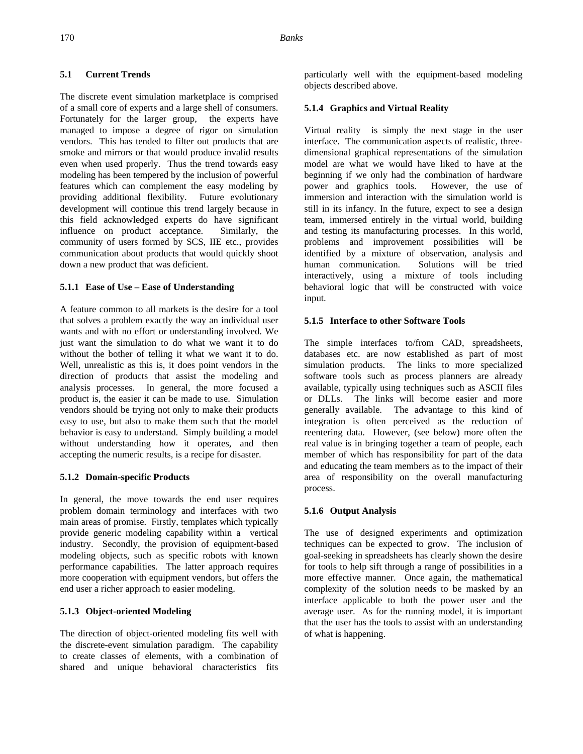## 5.1 Current Trends

The discrete event simulation marketplace is comprised of a small core of experts and a large shell of consumers. Fortunately for the larger group, the experts have managed to impose a degree of rigor on simulation vendors. This has tended to filter out products that are smoke and mirrors or that would produce invalid results even when used properly. Thus the trend towards easy modeling has been tempered by the inclusion of powerful features which can complement the easy modeling by providing additional flexibility. Future evolutionary development will continue this trend largely because in this field acknowledged experts do have significant influence on product acceptance. Similarly, the community of users formed by SCS, IIE etc., provides communication about products that would quickly shoot down a new product that was deficient.

### 5.1.1 Ease of Use – Ease of Understanding

A feature common to all markets is the desire for a tool that solves a problem exactly the way an individual user wants and with no effort or understanding involved. We just want the simulation to do what we want it to do without the bother of telling it what we want it to do. Well, unrealistic as this is, it does point vendors in the direction of products that assist the modeling and analysis processes. In general, the more focused a product is, the easier it can be made to use. Simulation vendors should be trying not only to make their products easy to use, but also to make them such that the model behavior is easy to understand. Simply building a model without understanding how it operates, and then accepting the numeric results, is a recipe for disaster.

### 5.1.2 Domain-specific Products

In general, the move towards the end user requires problem domain terminology and interfaces with two main areas of promise. Firstly, templates which typically provide generic modeling capability within a vertical industry. Secondly, the provision of equipment-based modeling objects, such as specific robots with known performance capabilities. The latter approach requires more cooperation with equipment vendors, but offers the end user a richer approach to easier modeling.

### 5.1.3 Object-oriented Modeling

The direction of object-oriented modeling fits well with the discrete-event simulation paradigm. The capability to create classes of elements, with a combination of shared and unique behavioral characteristics fits particularly well with the equipment-based modeling objects described above.

### 5.1.4 Graphics and Virtual Reality

Virtual reality is simply the next stage in the user interface. The communication aspects of realistic, three-dimensional graphical representations of the simulation model are what we would have liked to have at the beginning if we only had the combination of hardware power and graphics tools. However, the use of immersion and interaction with the simulation world is still in its infancy. In the future, expect to see a design team, immersed entirely in the virtual world, building and testing its manufacturing processes. In this world, problems and improvement possibilities will be identified by a mixture of observation, analysis and human communication. Solutions will be tried interactively, using a mixture of tools including behavioral logic that will be constructed with voice input.

### 5.1.5 Interface to other Software Tools

The simple interfaces to/from CAD, spreadsheets, databases etc. are now established as part of most simulation products. The links to more specialized software tools such as process planners are already available, typically using techniques such as ASCII files or DLLs. The links will become easier and more generally available. The advantage to this kind of integration is often perceived as the reduction of reentering data. However, (see below) more often the real value is in bringing together a team of people, each member of which has responsibility for part of the data and educating the team members as to the impact of their area of responsibility on the overall manufacturing process.

### 5.1.6 Output Analysis

The use of designed experiments and optimization techniques can be expected to grow. The inclusion of goal-seeking in spreadsheets has clearly shown the desire for tools to help sift through a range of possibilities in a more effective manner. Once again, the mathematical complexity of the solution needs to be masked by an interface applicable to both the power user and the average user. As for the running model, it is important that the user has the tools to assist with an understanding of what is happening.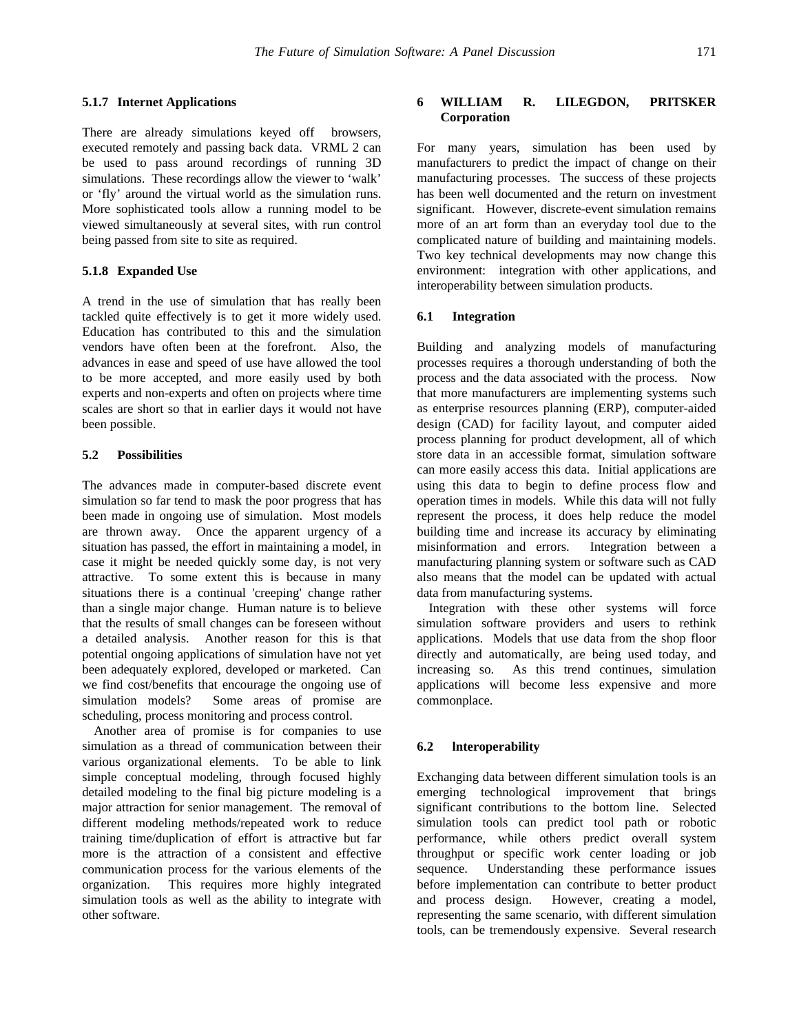#### 5.1.7 Internet Applications

There are already simulations keyed off browsers, executed remotely and passing back data. VRML 2 can be used to pass around recordings of running 3D simulations. These recordings allow the viewer to 'walk' or 'fly' around the virtual world as the simulation runs. More sophisticated tools allow a running model to be viewed simultaneously at several sites, with run control being passed from site to site as required.

#### 5.1.8 Expanded Use

A trend in the use of simulation that has really been tackled quite effectively is to get it more widely used. Education has contributed to this and the simulation vendors have often been at the forefront. Also, the advances in ease and speed of use have allowed the tool to be more accepted, and more easily used by both experts and non-experts and often on projects where time scales are short so that in earlier days it would not have been possible.

### 5.2 Possibilities

The advances made in computer-based discrete event simulation so far tend to mask the poor progress that has been made in ongoing use of simulation. Most models are thrown away. Once the apparent urgency of a situation has passed, the effort in maintaining a model, in case it might be needed quickly some day, is not very attractive. To some extent this is because in many situations there is a continual 'creeping' change rather than a single major change. Human nature is to believe that the results of small changes can be foreseen without a detailed analysis. Another reason for this is that potential ongoing applications of simulation have not yet been adequately explored, developed or marketed. Can we find cost/benefits that encourage the ongoing use of simulation models? Some areas of promise are scheduling, process monitoring and process control.

Another area of promise is for companies to use simulation as a thread of communication between their various organizational elements. To be able to link simple conceptual modeling, through focused highly detailed modeling to the final big picture modeling is a major attraction for senior management. The removal of different modeling methods/repeated work to reduce training time/duplication of effort is attractive but far more is the attraction of a consistent and effective communication process for the various elements of the organization. This requires more highly integrated simulation tools as well as the ability to integrate with other software.

## 6 WILLIAM R. LILEGDON, PRITSKER Corporation

For many years, simulation has been used by manufacturers to predict the impact of change on their manufacturing processes. The success of these projects has been well documented and the return on investment significant. However, discrete-event simulation remains more of an art form than an everyday tool due to the complicated nature of building and maintaining models. Two key technical developments may now change this environment: integration with other applications, and interoperability between simulation products.

### 6.1 Integration

Building and analyzing models of manufacturing processes requires a thorough understanding of both the process and the data associated with the process. Now that more manufacturers are implementing systems such as enterprise resources planning (ERP), computer-aided design (CAD) for facility layout, and computer aided process planning for product development, all of which store data in an accessible format, simulation software can more easily access this data. Initial applications are using this data to begin to define process flow and operation times in models. While this data will not fully represent the process, it does help reduce the model building time and increase its accuracy by eliminating misinformation and errors. Integration between a manufacturing planning system or software such as CAD also means that the model can be updated with actual data from manufacturing systems.

Integration with these other systems will force simulation software providers and users to rethink applications. Models that use data from the shop floor directly and automatically, are being used today, and increasing so. As this trend continues, simulation applications will become less expensive and more commonplace.

### 6.2 Interoperability

Exchanging data between different simulation tools is an emerging technological improvement that brings significant contributions to the bottom line. Selected simulation tools can predict tool path or robotic performance, while others predict overall system throughput or specific work center loading or job sequence. Understanding these performance issues before implementation can contribute to better product and process design. However, creating a model, representing the same scenario, with different simulation tools, can be tremendously expensive. Several research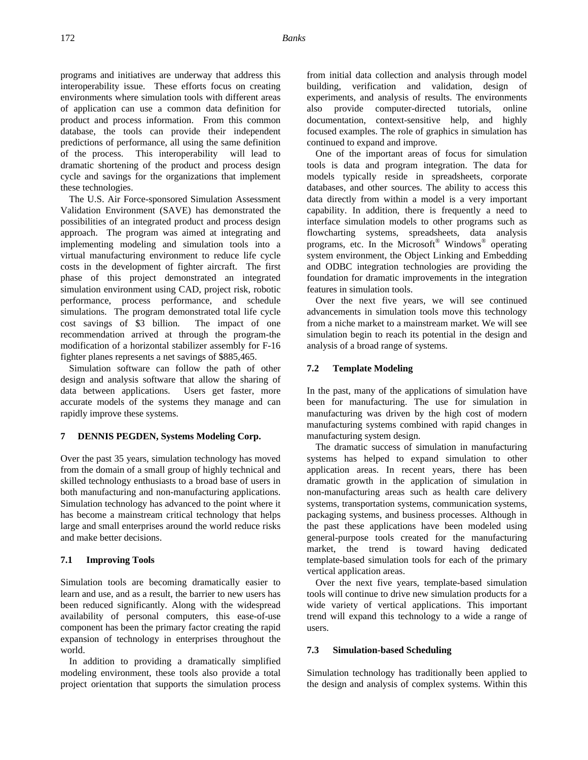programs and initiatives are underway that address this interoperability issue. These efforts focus on creating environments where simulation tools with different areas of application can use a common data definition for product and process information. From this common database, the tools can provide their independent predictions of performance, all using the same definition of the process. This interoperability will lead to dramatic shortening of the product and process design cycle and savings for the organizations that implement these technologies.

The U.S. Air Force-sponsored Simulation Assessment Validation Environment (SAVE) has demonstrated the possibilities of an integrated product and process design approach. The program was aimed at integrating and implementing modeling and simulation tools into a virtual manufacturing environment to reduce life cycle costs in the development of fighter aircraft. The first phase of this project demonstrated an integrated simulation environment using CAD, project risk, robotic performance, process performance, and schedule simulations. The program demonstrated total life cycle cost savings of $3 billion. The impact of one recommendation arrived at through the program-the modification of a horizontal stabilizer assembly for F-16 fighter planes represents a net savings of $885,465.

Simulation software can follow the path of other design and analysis software that allow the sharing of data between applications. Users get faster, more accurate models of the systems they manage and can rapidly improve these systems.

## 7 DENNIS PEGDEN, Systems Modeling Corp.

Over the past 35 years, simulation technology has moved from the domain of a small group of highly technical and skilled technology enthusiasts to a broad base of users in both manufacturing and non-manufacturing applications. Simulation technology has advanced to the point where it has become a mainstream critical technology that helps large and small enterprises around the world reduce risks and make better decisions.

### 7.1 Improving Tools

Simulation tools are becoming dramatically easier to learn and use, and as a result, the barrier to new users has been reduced significantly. Along with the widespread availability of personal computers, this ease-of-use component has been the primary factor creating the rapid expansion of technology in enterprises throughout the world.

In addition to providing a dramatically simplified modeling environment, these tools also provide a total project orientation that supports the simulation process from initial data collection and analysis through model building, verification and validation, design of experiments, and analysis of results. The environments also provide computer-directed tutorials, online documentation, context-sensitive help, and highly focused examples. The role of graphics in simulation has continued to expand and improve.

One of the important areas of focus for simulation tools is data and program integration. The data for models typically reside in spreadsheets, corporate databases, and other sources. The ability to access this data directly from within a model is a very important capability. In addition, there is frequently a need to interface simulation models to other programs such as flowcharting systems, spreadsheets, data analysis programs, etc. In the Microsoft® Windows® operating system environment, the Object Linking and Embedding and ODBC integration technologies are providing the foundation for dramatic improvements in the integration features in simulation tools.

Over the next five years, we will see continued advancements in simulation tools move this technology from a niche market to a mainstream market. We will see simulation begin to reach its potential in the design and analysis of a broad range of systems.

### 7.2 Template Modeling

In the past, many of the applications of simulation have been for manufacturing. The use for simulation in manufacturing was driven by the high cost of modern manufacturing systems combined with rapid changes in manufacturing system design.

The dramatic success of simulation in manufacturing systems has helped to expand simulation to other application areas. In recent years, there has been dramatic growth in the application of simulation in non-manufacturing areas such as health care delivery systems, transportation systems, communication systems, packaging systems, and business processes. Although in the past these applications have been modeled using general-purpose tools created for the manufacturing market, the trend is toward having dedicated template-based simulation tools for each of the primary vertical application areas.

Over the next five years, template-based simulation tools will continue to drive new simulation products for a wide variety of vertical applications. This important trend will expand this technology to a wide a range of users.

### 7.3 Simulation-based Scheduling

Simulation technology has traditionally been applied to the design and analysis of complex systems. Within this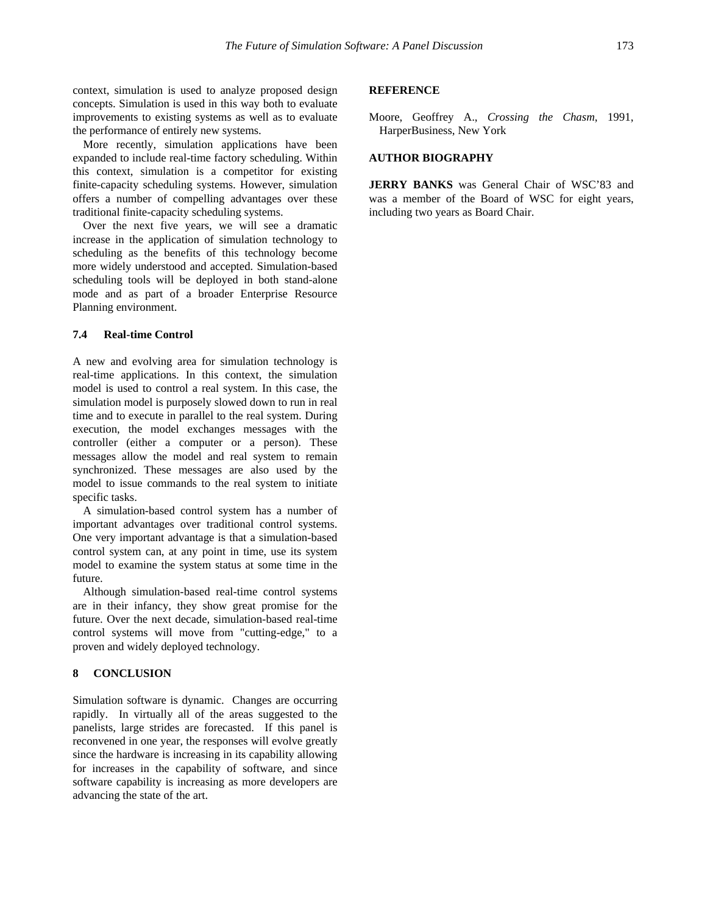context, simulation is used to analyze proposed design concepts. Simulation is used in this way both to evaluate improvements to existing systems as well as to evaluate the performance of entirely new systems.

More recently, simulation applications have been expanded to include real-time factory scheduling. Within this context, simulation is a competitor for existing finite-capacity scheduling systems. However, simulation offers a number of compelling advantages over these traditional finite-capacity scheduling systems.

Over the next five years, we will see a dramatic increase in the application of simulation technology to scheduling as the benefits of this technology become more widely understood and accepted. Simulation-based scheduling tools will be deployed in both stand-alone mode and as part of a broader Enterprise Resource Planning environment.

### 7.4 Real-time Control

A new and evolving area for simulation technology is real-time applications. In this context, the simulation model is used to control a real system. In this case, the simulation model is purposely slowed down to run in real time and to execute in parallel to the real system. During execution, the model exchanges messages with the controller (either a computer or a person). These messages allow the model and real system to remain synchronized. These messages are also used by the model to issue commands to the real system to initiate specific tasks.

A simulation-based control system has a number of important advantages over traditional control systems. One very important advantage is that a simulation-based control system can, at any point in time, use its system model to examine the system status at some time in the future.

Although simulation-based real-time control systems are in their infancy, they show great promise for the future. Over the next decade, simulation-based real-time control systems will move from "cutting-edge," to a proven and widely deployed technology.

## 8 CONCLUSION

Simulation software is dynamic. Changes are occurring rapidly. In virtually all of the areas suggested to the panelists, large strides are forecasted. If this panel is reconvened in one year, the responses will evolve greatly since the hardware is increasing in its capability allowing for increases in the capability of software, and since software capability is increasing as more developers are advancing the state of the art.

## REFERENCE

Moore, Geoffrey A., *Crossing the Chasm*, 1991, HarperBusiness, New York

## AUTHOR BIOGRAPHY

**JERRY BANKS** was General Chair of WSC'83 and was a member of the Board of WSC for eight years, including two years as Board Chair.